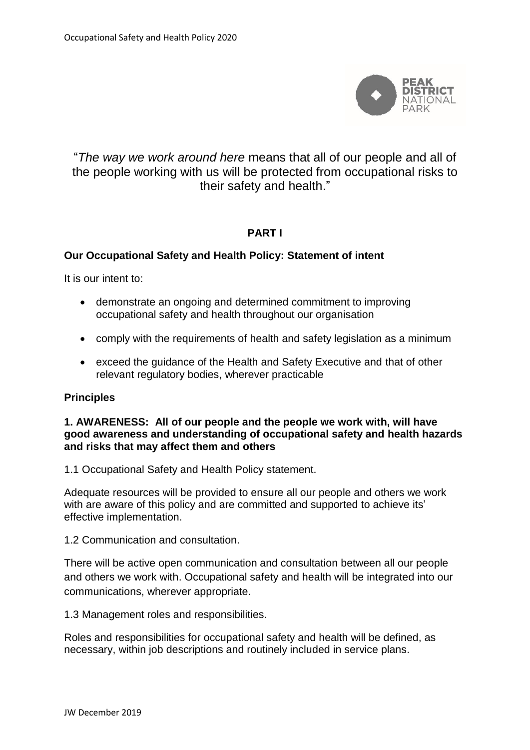"*The way we work around here* means that all of our people and all of the people working with us will be protected from occupational risks to their safety and health."

## PART I

### Our Occupational Safety and Health Policy: Statement of intent

It is our intent to:

- demonstrate an ongoing and determined commitment to improving occupational safety and health throughout our organisation
- comply with the requirements of health and safety legislation as a minimum
- exceed the guidance of the Health and Safety Executive and that of other relevant regulatory bodies, wherever practicable

### Principles

**1. AWARENESS: All of our people and the people we work with, will have good awareness and understanding of occupational safety and health hazards and risks that may affect them and others**

1.1 Occupational Safety and Health Policy statement.

Adequate resources will be provided to ensure all our people and others we work with are aware of this policy and are committed and supported to achieve its' effective implementation.

1.2 Communication and consultation.

There will be active open communication and consultation between all our people and others we work with. Occupational safety and health will be integrated into our communications, wherever appropriate.

1.3 Management roles and responsibilities.

Roles and responsibilities for occupational safety and health will be defined, as necessary, within job descriptions and routinely included in service plans.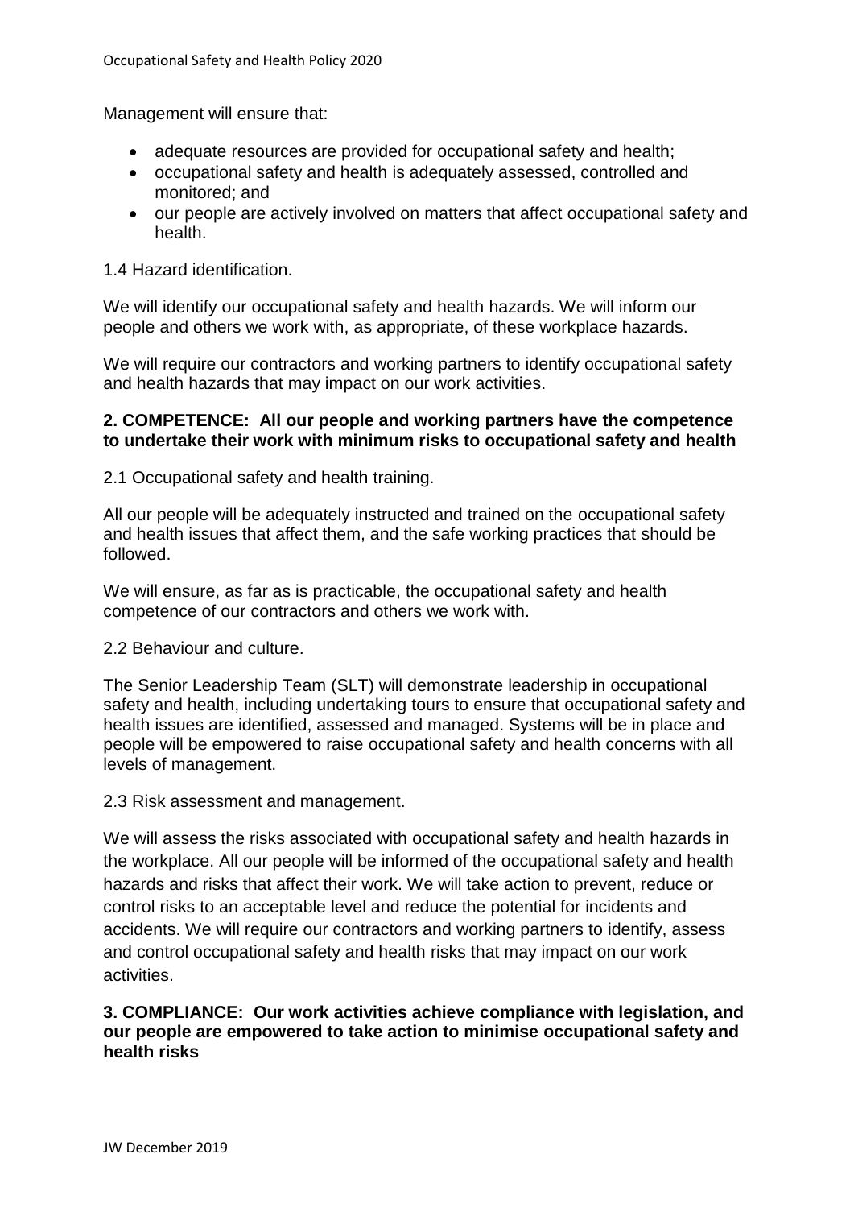Management will ensure that:

- adequate resources are provided for occupational safety and health;
- occupational safety and health is adequately assessed, controlled and monitored; and
- our people are actively involved on matters that affect occupational safety and health.

1.4 Hazard identification.

We will identify our occupational safety and health hazards. We will inform our people and others we work with, as appropriate, of these workplace hazards.

We will require our contractors and working partners to identify occupational safety and health hazards that may impact on our work activities.

**2. COMPETENCE: All our people and working partners have the competence to undertake their work with minimum risks to occupational safety and health**

2.1 Occupational safety and health training.

All our people will be adequately instructed and trained on the occupational safety and health issues that affect them, and the safe working practices that should be followed.

We will ensure, as far as is practicable, the occupational safety and health competence of our contractors and others we work with.

2.2 Behaviour and culture.

The Senior Leadership Team (SLT) will demonstrate leadership in occupational safety and health, including undertaking tours to ensure that occupational safety and health issues are identified, assessed and managed. Systems will be in place and people will be empowered to raise occupational safety and health concerns with all levels of management.

2.3 Risk assessment and management.

We will assess the risks associated with occupational safety and health hazards in the workplace. All our people will be informed of the occupational safety and health hazards and risks that affect their work. We will take action to prevent, reduce or control risks to an acceptable level and reduce the potential for incidents and accidents. We will require our contractors and working partners to identify, assess and control occupational safety and health risks that may impact on our work activities.

**3. COMPLIANCE: Our work activities achieve compliance with legislation, and our people are empowered to take action to minimise occupational safety and health risks**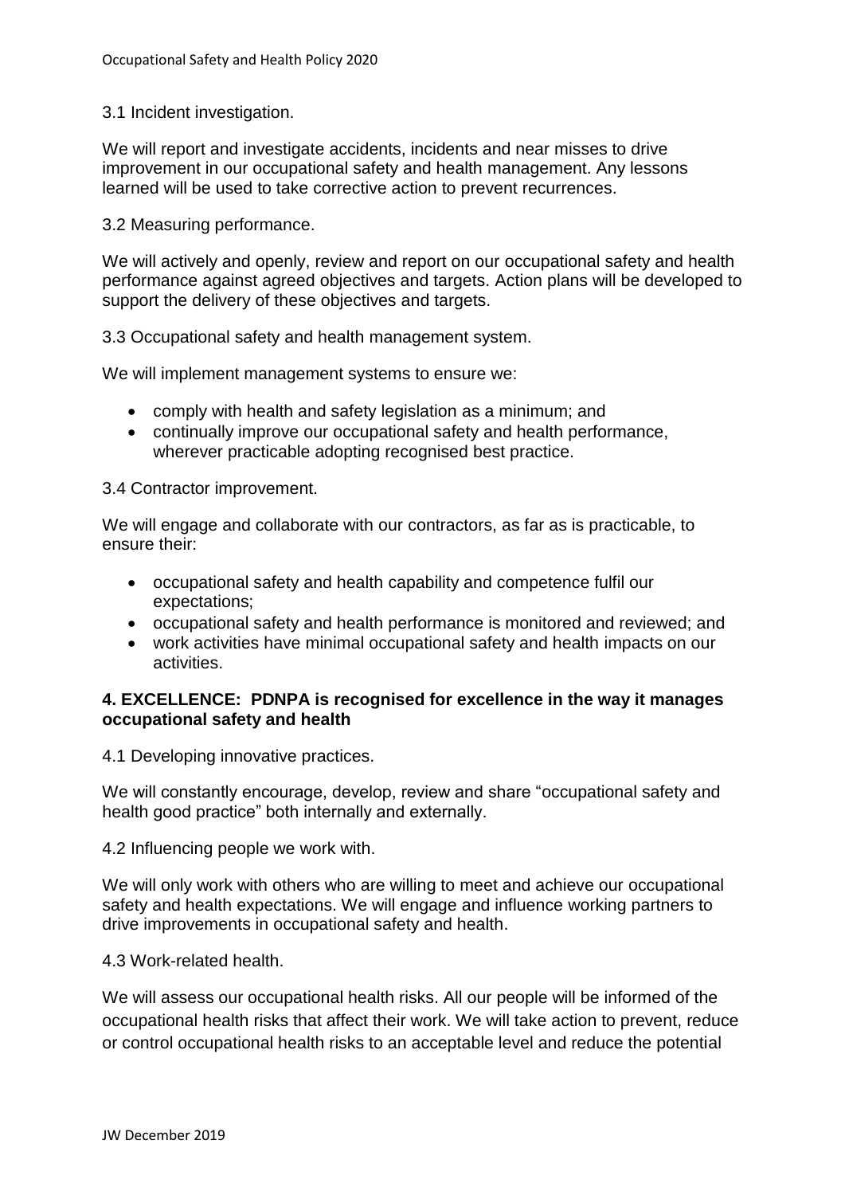3.1 Incident investigation.

We will report and investigate accidents, incidents and near misses to drive improvement in our occupational safety and health management. Any lessons learned will be used to take corrective action to prevent recurrences.

3.2 Measuring performance.

We will actively and openly, review and report on our occupational safety and health performance against agreed objectives and targets. Action plans will be developed to support the delivery of these objectives and targets.

3.3 Occupational safety and health management system.

We will implement management systems to ensure we:

- comply with health and safety legislation as a minimum; and
- continually improve our occupational safety and health performance, wherever practicable adopting recognised best practice.

3.4 Contractor improvement.

We will engage and collaborate with our contractors, as far as is practicable, to ensure their:

- occupational safety and health capability and competence fulfil our expectations;
- occupational safety and health performance is monitored and reviewed; and
- work activities have minimal occupational safety and health impacts on our activities.

**4. EXCELLENCE: PDNPA is recognised for excellence in the way it manages occupational safety and health**

4.1 Developing innovative practices.

We will constantly encourage, develop, review and share "occupational safety and health good practice" both internally and externally.

4.2 Influencing people we work with.

We will only work with others who are willing to meet and achieve our occupational safety and health expectations. We will engage and influence working partners to drive improvements in occupational safety and health.

4.3 Work-related health.

We will assess our occupational health risks. All our people will be informed of the occupational health risks that affect their work. We will take action to prevent, reduce or control occupational health risks to an acceptable level and reduce the potential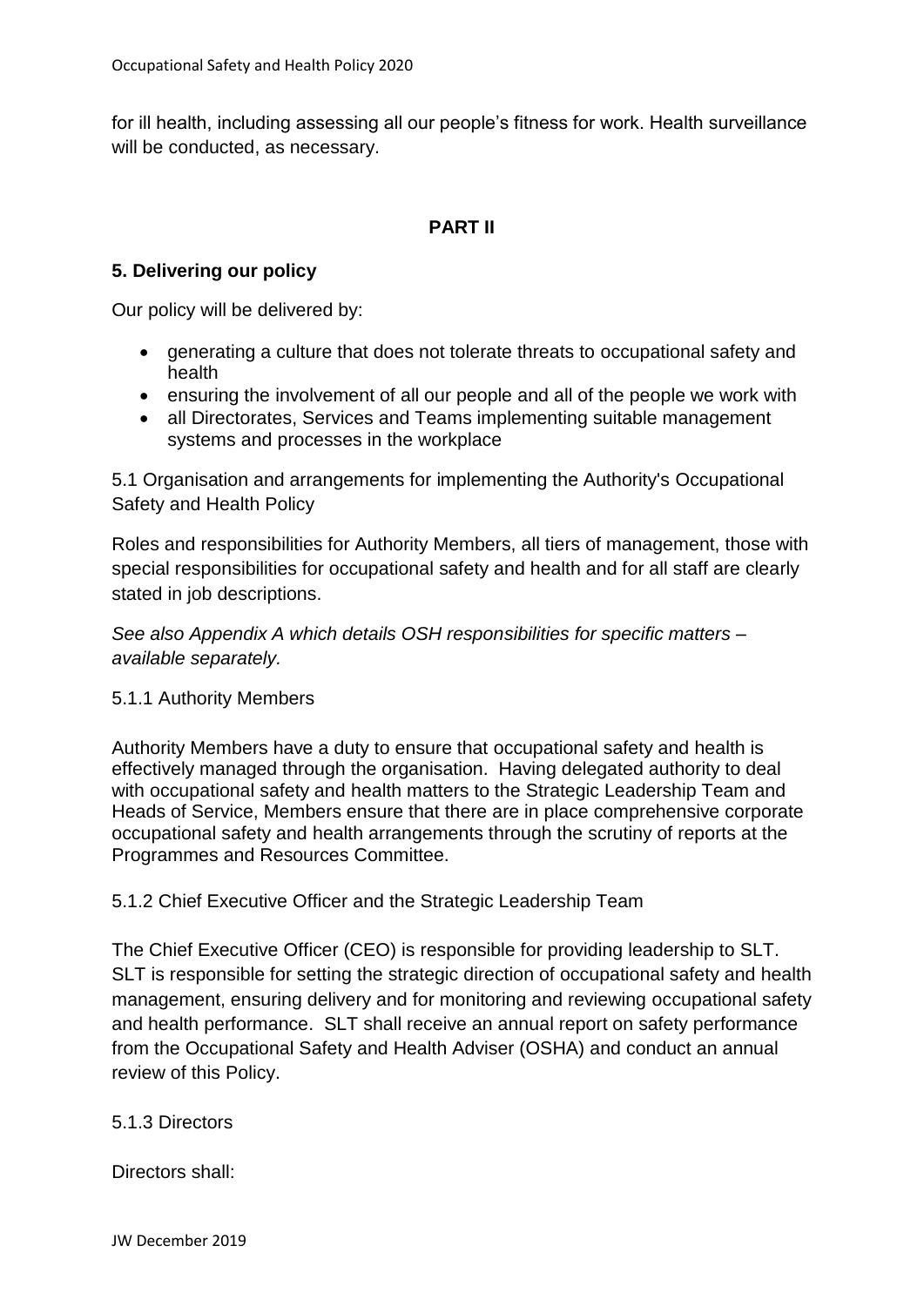for ill health, including assessing all our people's fitness for work. Health surveillance will be conducted, as necessary.

**PART II**

## 5. Delivering our policy

Our policy will be delivered by:

- generating a culture that does not tolerate threats to occupational safety and health
- ensuring the involvement of all our people and all of the people we work with
- all Directorates, Services and Teams implementing suitable management systems and processes in the workplace

5.1 Organisation and arrangements for implementing the Authority's Occupational Safety and Health Policy

Roles and responsibilities for Authority Members, all tiers of management, those with special responsibilities for occupational safety and health and for all staff are clearly stated in job descriptions.

*See also Appendix A which details OSH responsibilities for specific matters – available separately.*

5.1.1 Authority Members

Authority Members have a duty to ensure that occupational safety and health is effectively managed through the organisation. Having delegated authority to deal with occupational safety and health matters to the Strategic Leadership Team and Heads of Service, Members ensure that there are in place comprehensive corporate occupational safety and health arrangements through the scrutiny of reports at the Programmes and Resources Committee.

5.1.2 Chief Executive Officer and the Strategic Leadership Team

The Chief Executive Officer (CEO) is responsible for providing leadership to SLT. SLT is responsible for setting the strategic direction of occupational safety and health management, ensuring delivery and for monitoring and reviewing occupational safety and health performance. SLT shall receive an annual report on safety performance from the Occupational Safety and Health Adviser (OSHA) and conduct an annual review of this Policy.

5.1.3 Directors

Directors shall: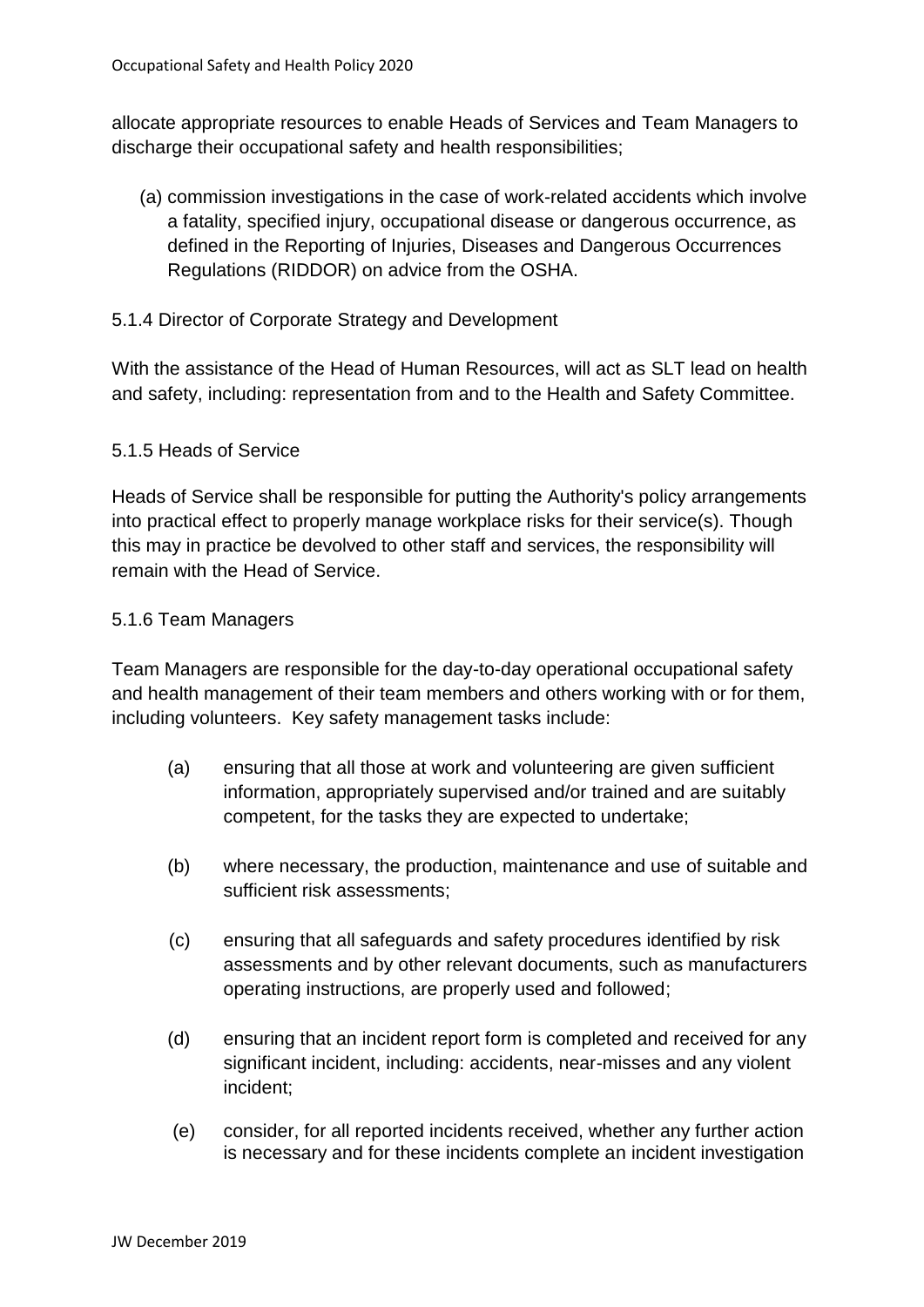allocate appropriate resources to enable Heads of Services and Team Managers to discharge their occupational safety and health responsibilities;

(a) commission investigations in the case of work-related accidents which involve a fatality, specified injury, occupational disease or dangerous occurrence, as defined in the Reporting of Injuries, Diseases and Dangerous Occurrences Regulations (RIDDOR) on advice from the OSHA.

5.1.4 Director of Corporate Strategy and Development

With the assistance of the Head of Human Resources, will act as SLT lead on health and safety, including: representation from and to the Health and Safety Committee.

5.1.5 Heads of Service

Heads of Service shall be responsible for putting the Authority's policy arrangements into practical effect to properly manage workplace risks for their service(s). Though this may in practice be devolved to other staff and services, the responsibility will remain with the Head of Service.

5.1.6 Team Managers

Team Managers are responsible for the day-to-day operational occupational safety and health management of their team members and others working with or for them, including volunteers. Key safety management tasks include:

(a) ensuring that all those at work and volunteering are given sufficient information, appropriately supervised and/or trained and are suitably competent, for the tasks they are expected to undertake;

(b) where necessary, the production, maintenance and use of suitable and sufficient risk assessments;

(c) ensuring that all safeguards and safety procedures identified by risk assessments and by other relevant documents, such as manufacturers operating instructions, are properly used and followed;

(d) ensuring that an incident report form is completed and received for any significant incident, including: accidents, near-misses and any violent incident;

(e) consider, for all reported incidents received, whether any further action is necessary and for these incidents complete an incident investigation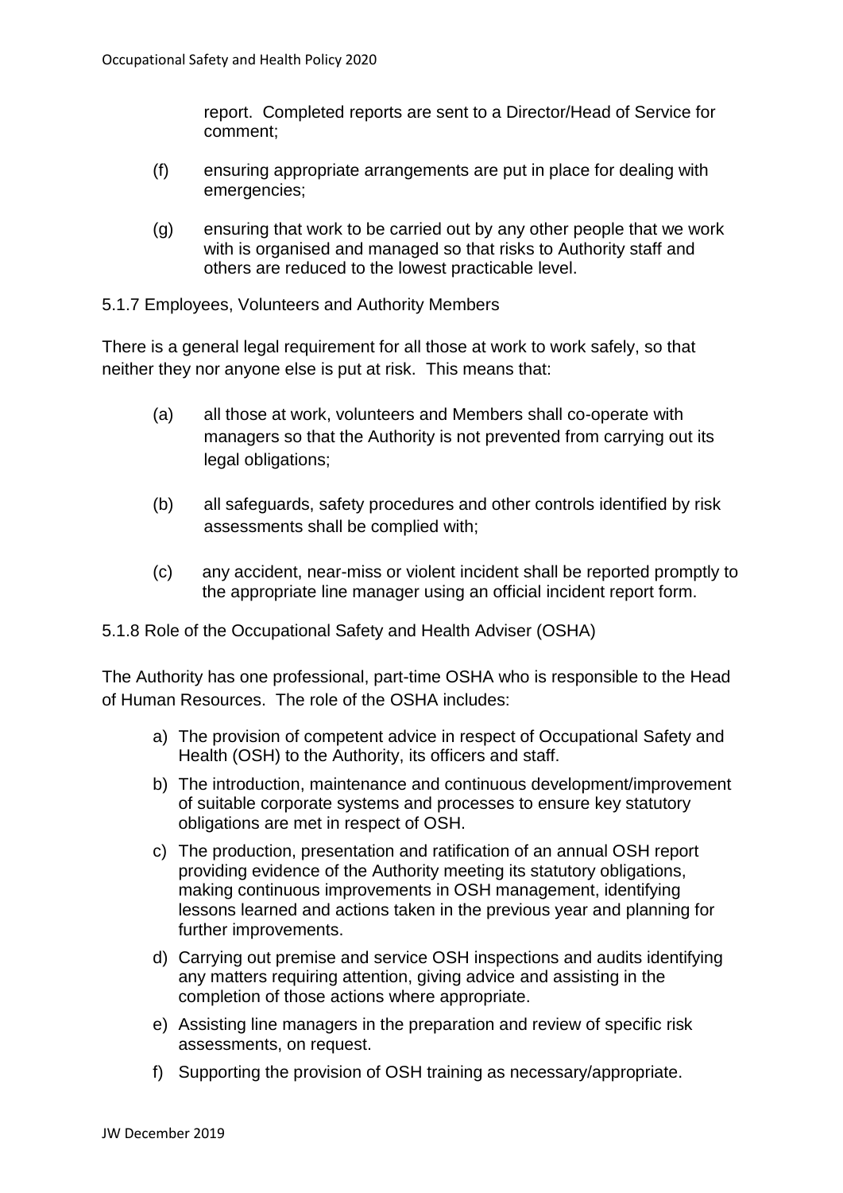report. Completed reports are sent to a Director/Head of Service for comment;

(f) ensuring appropriate arrangements are put in place for dealing with emergencies;

(g) ensuring that work to be carried out by any other people that we work with is organised and managed so that risks to Authority staff and others are reduced to the lowest practicable level.

5.1.7 Employees, Volunteers and Authority Members

There is a general legal requirement for all those at work to work safely, so that neither they nor anyone else is put at risk. This means that:

(a) all those at work, volunteers and Members shall co-operate with managers so that the Authority is not prevented from carrying out its legal obligations;

(b) all safeguards, safety procedures and other controls identified by risk assessments shall be complied with;

(c) any accident, near-miss or violent incident shall be reported promptly to the appropriate line manager using an official incident report form.

5.1.8 Role of the Occupational Safety and Health Adviser (OSHA)

The Authority has one professional, part-time OSHA who is responsible to the Head of Human Resources. The role of the OSHA includes:

a) The provision of competent advice in respect of Occupational Safety and Health (OSH) to the Authority, its officers and staff.
b) The introduction, maintenance and continuous development/improvement of suitable corporate systems and processes to ensure key statutory obligations are met in respect of OSH.
c) The production, presentation and ratification of an annual OSH report providing evidence of the Authority meeting its statutory obligations, making continuous improvements in OSH management, identifying lessons learned and actions taken in the previous year and planning for further improvements.
d) Carrying out premise and service OSH inspections and audits identifying any matters requiring attention, giving advice and assisting in the completion of those actions where appropriate.
e) Assisting line managers in the preparation and review of specific risk assessments, on request.
f) Supporting the provision of OSH training as necessary/appropriate.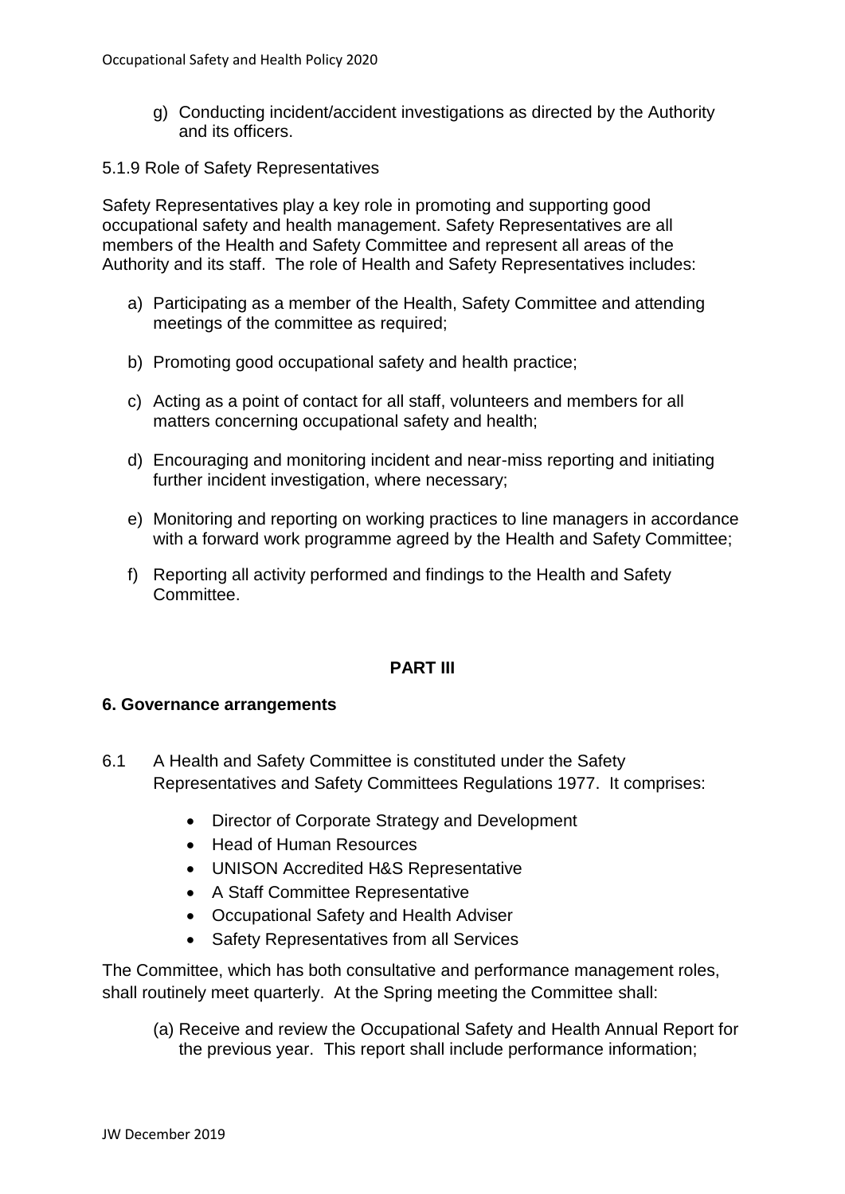g) Conducting incident/accident investigations as directed by the Authority and its officers.

5.1.9 Role of Safety Representatives

Safety Representatives play a key role in promoting and supporting good occupational safety and health management. Safety Representatives are all members of the Health and Safety Committee and represent all areas of the Authority and its staff. The role of Health and Safety Representatives includes:

a) Participating as a member of the Health, Safety Committee and attending meetings of the committee as required;

b) Promoting good occupational safety and health practice;

c) Acting as a point of contact for all staff, volunteers and members for all matters concerning occupational safety and health;

d) Encouraging and monitoring incident and near-miss reporting and initiating further incident investigation, where necessary;

e) Monitoring and reporting on working practices to line managers in accordance with a forward work programme agreed by the Health and Safety Committee;

f) Reporting all activity performed and findings to the Health and Safety Committee.

**PART III**

## 6. Governance arrangements

6.1 A Health and Safety Committee is constituted under the Safety Representatives and Safety Committees Regulations 1977. It comprises:

- Director of Corporate Strategy and Development
- Head of Human Resources
- UNISON Accredited H&S Representative
- A Staff Committee Representative
- Occupational Safety and Health Adviser
- Safety Representatives from all Services

The Committee, which has both consultative and performance management roles, shall routinely meet quarterly. At the Spring meeting the Committee shall:

(a) Receive and review the Occupational Safety and Health Annual Report for the previous year. This report shall include performance information;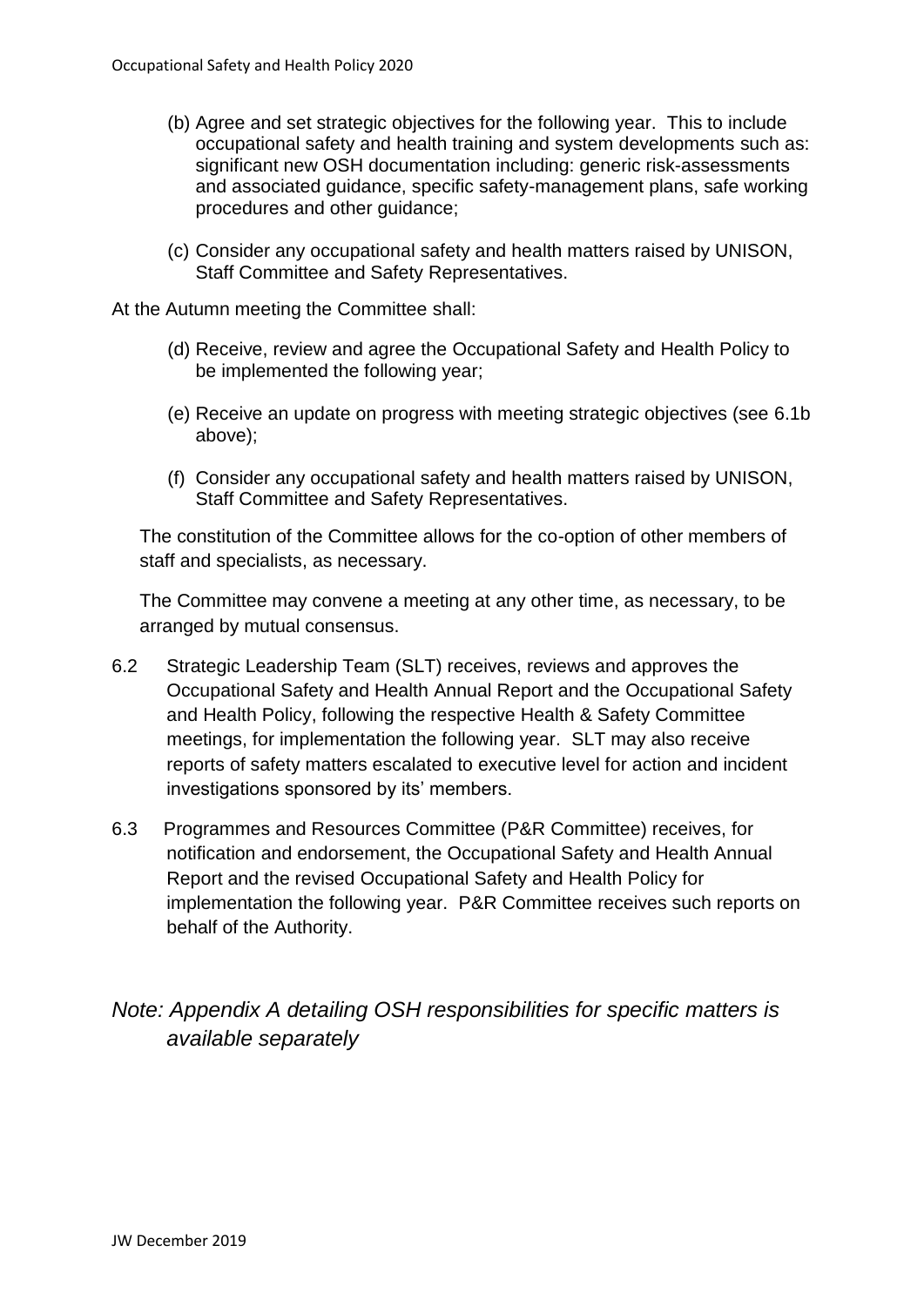(b) Agree and set strategic objectives for the following year. This to include occupational safety and health training and system developments such as: significant new OSH documentation including: generic risk-assessments and associated guidance, specific safety-management plans, safe working procedures and other guidance;

(c) Consider any occupational safety and health matters raised by UNISON, Staff Committee and Safety Representatives.

At the Autumn meeting the Committee shall:

(d) Receive, review and agree the Occupational Safety and Health Policy to be implemented the following year;

(e) Receive an update on progress with meeting strategic objectives (see 6.1b above);

(f) Consider any occupational safety and health matters raised by UNISON, Staff Committee and Safety Representatives.

The constitution of the Committee allows for the co-option of other members of staff and specialists, as necessary.

The Committee may convene a meeting at any other time, as necessary, to be arranged by mutual consensus.

6.2 Strategic Leadership Team (SLT) receives, reviews and approves the Occupational Safety and Health Annual Report and the Occupational Safety and Health Policy, following the respective Health & Safety Committee meetings, for implementation the following year. SLT may also receive reports of safety matters escalated to executive level for action and incident investigations sponsored by its' members.

6.3 Programmes and Resources Committee (P&R Committee) receives, for notification and endorsement, the Occupational Safety and Health Annual Report and the revised Occupational Safety and Health Policy for implementation the following year. P&R Committee receives such reports on behalf of the Authority.

*Note: Appendix A detailing OSH responsibilities for specific matters is available separately*